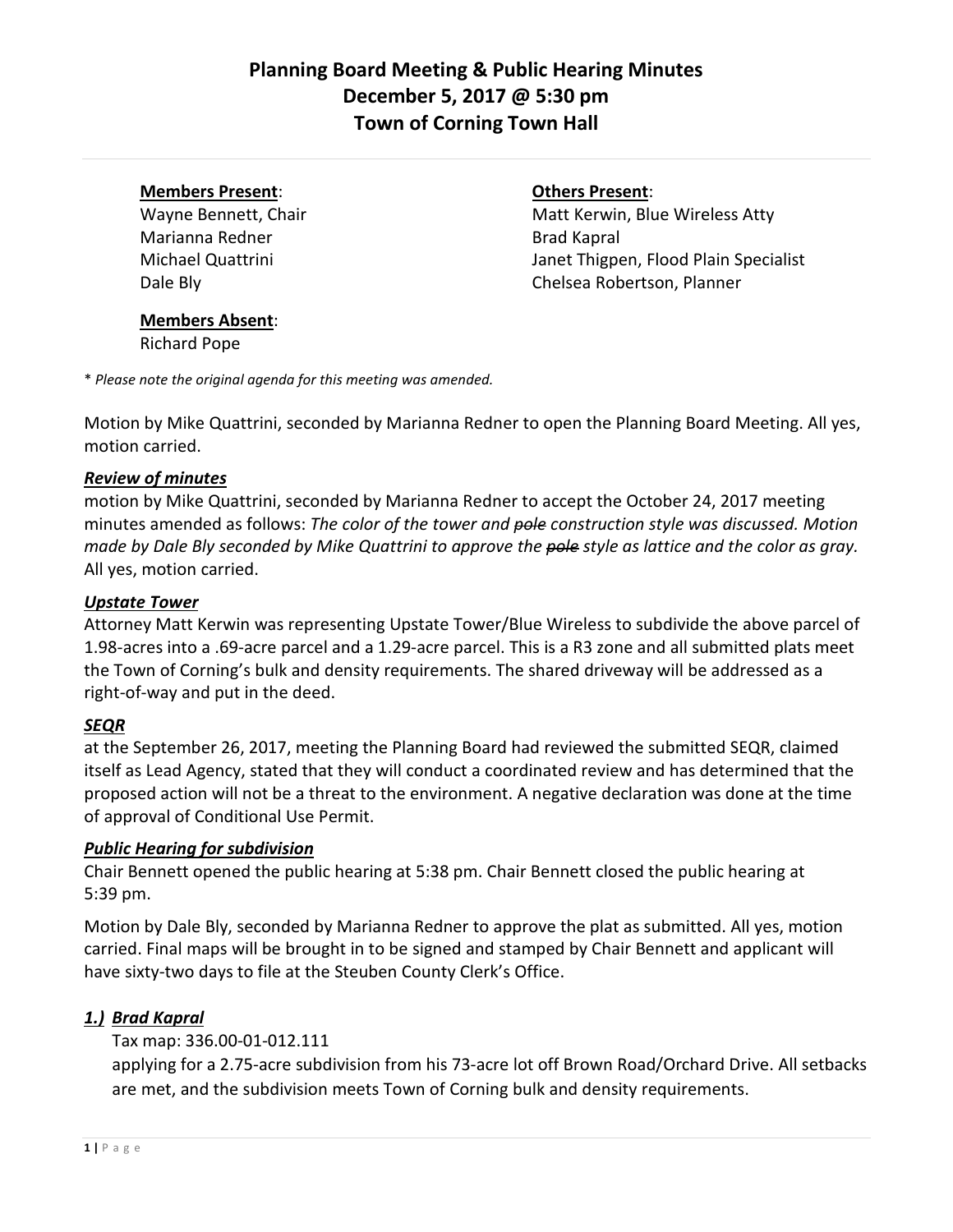# Planning Board Meeting & Public Hearing Minutes
# December 5, 2017 @ 5:30 pm
# Town of Corning Town Hall

**Members Present**:
Wayne Bennett, Chair
Marianna Redner
Michael Quattrini
Dale Bly

**Members Absent**:
Richard Pope

**Others Present**:
Matt Kerwin, Blue Wireless Atty
Brad Kapral
Janet Thigpen, Flood Plain Specialist
Chelsea Robertson, Planner

\* *Please note the original agenda for this meeting was amended.*

Motion by Mike Quattrini, seconded by Marianna Redner to open the Planning Board Meeting. All yes, motion carried.

***Review of minutes***

motion by Mike Quattrini, seconded by Marianna Redner to accept the October 24, 2017 meeting minutes amended as follows: *The color of the tower and ~~pole~~ construction style was discussed. Motion made by Dale Bly seconded by Mike Quattrini to approve the ~~pole~~ style as lattice and the color as gray.* All yes, motion carried.

***Upstate Tower***

Attorney Matt Kerwin was representing Upstate Tower/Blue Wireless to subdivide the above parcel of 1.98-acres into a .69-acre parcel and a 1.29-acre parcel. This is a R3 zone and all submitted plats meet the Town of Corning's bulk and density requirements. The shared driveway will be addressed as a right-of-way and put in the deed.

***SEQR***

at the September 26, 2017, meeting the Planning Board had reviewed the submitted SEQR, claimed itself as Lead Agency, stated that they will conduct a coordinated review and has determined that the proposed action will not be a threat to the environment. A negative declaration was done at the time of approval of Conditional Use Permit.

***Public Hearing for subdivision***

Chair Bennett opened the public hearing at 5:38 pm. Chair Bennett closed the public hearing at 5:39 pm.

Motion by Dale Bly, seconded by Marianna Redner to approve the plat as submitted. All yes, motion carried. Final maps will be brought in to be signed and stamped by Chair Bennett and applicant will have sixty-two days to file at the Steuben County Clerk's Office.

***1.) Brad Kapral***

Tax map: 336.00-01-012.111

applying for a 2.75-acre subdivision from his 73-acre lot off Brown Road/Orchard Drive. All setbacks are met, and the subdivision meets Town of Corning bulk and density requirements.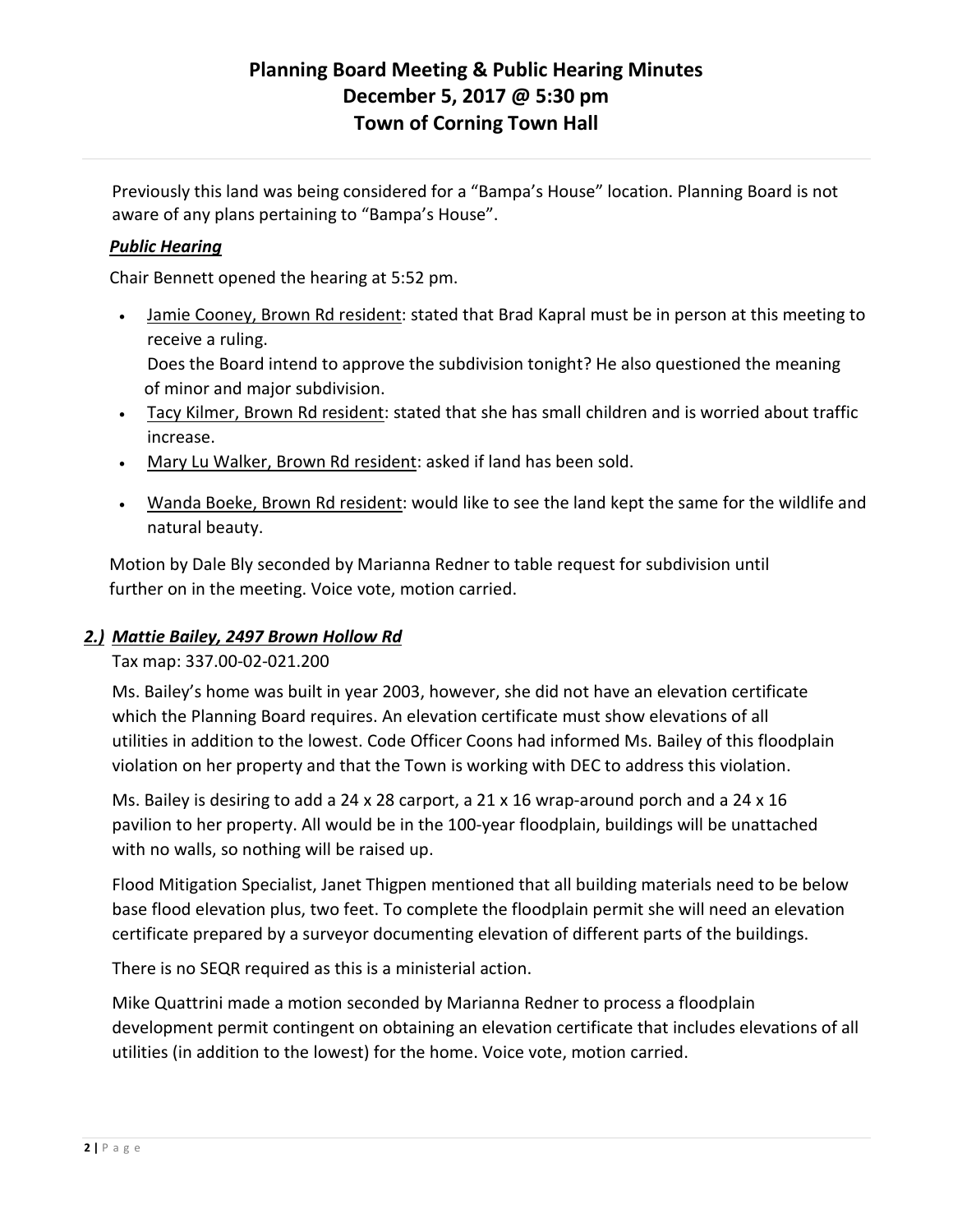Previously this land was being considered for a "Bampa's House" location. Planning Board is not aware of any plans pertaining to "Bampa's House".

***Public Hearing***

Chair Bennett opened the hearing at 5:52 pm.

- Jamie Cooney, Brown Rd resident: stated that Brad Kapral must be in person at this meeting to receive a ruling.
  Does the Board intend to approve the subdivision tonight? He also questioned the meaning of minor and major subdivision.
- Tacy Kilmer, Brown Rd resident: stated that she has small children and is worried about traffic increase.
- Mary Lu Walker, Brown Rd resident: asked if land has been sold.
- Wanda Boeke, Brown Rd resident: would like to see the land kept the same for the wildlife and natural beauty.

Motion by Dale Bly seconded by Marianna Redner to table request for subdivision until further on in the meeting. Voice vote, motion carried.

### ***2.) Mattie Bailey, 2497 Brown Hollow Rd***

Tax map: 337.00-02-021.200

Ms. Bailey's home was built in year 2003, however, she did not have an elevation certificate which the Planning Board requires. An elevation certificate must show elevations of all utilities in addition to the lowest. Code Officer Coons had informed Ms. Bailey of this floodplain violation on her property and that the Town is working with DEC to address this violation.

Ms. Bailey is desiring to add a 24 x 28 carport, a 21 x 16 wrap-around porch and a 24 x 16 pavilion to her property. All would be in the 100-year floodplain, buildings will be unattached with no walls, so nothing will be raised up.

Flood Mitigation Specialist, Janet Thigpen mentioned that all building materials need to be below base flood elevation plus, two feet. To complete the floodplain permit she will need an elevation certificate prepared by a surveyor documenting elevation of different parts of the buildings.

There is no SEQR required as this is a ministerial action.

Mike Quattrini made a motion seconded by Marianna Redner to process a floodplain development permit contingent on obtaining an elevation certificate that includes elevations of all utilities (in addition to the lowest) for the home. Voice vote, motion carried.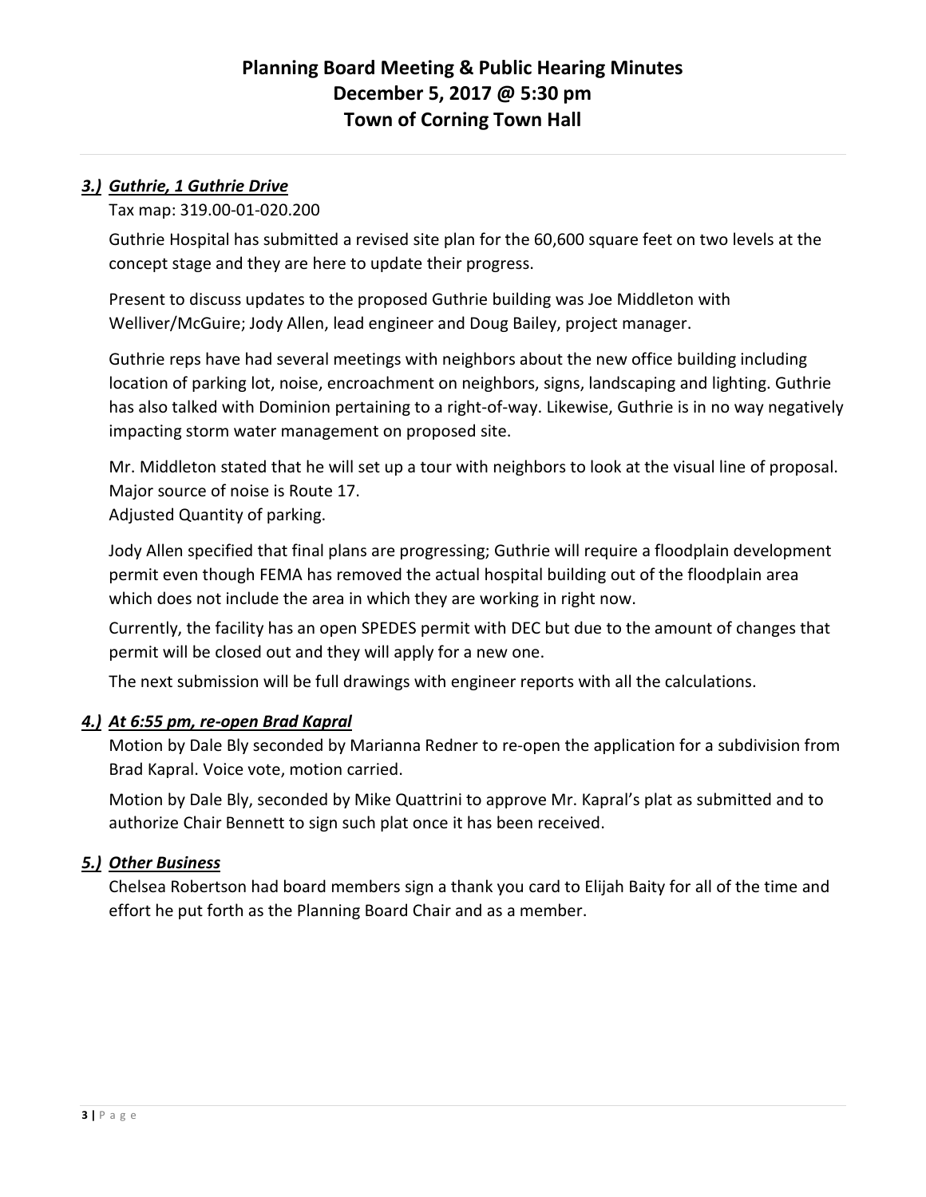# Planning Board Meeting & Public Hearing Minutes
# December 5, 2017 @ 5:30 pm
# Town of Corning Town Hall

### *3.) Guthrie, 1 Guthrie Drive*

Tax map: 319.00-01-020.200

Guthrie Hospital has submitted a revised site plan for the 60,600 square feet on two levels at the concept stage and they are here to update their progress.

Present to discuss updates to the proposed Guthrie building was Joe Middleton with Welliver/McGuire; Jody Allen, lead engineer and Doug Bailey, project manager.

Guthrie reps have had several meetings with neighbors about the new office building including location of parking lot, noise, encroachment on neighbors, signs, landscaping and lighting. Guthrie has also talked with Dominion pertaining to a right-of-way. Likewise, Guthrie is in no way negatively impacting storm water management on proposed site.

Mr. Middleton stated that he will set up a tour with neighbors to look at the visual line of proposal. Major source of noise is Route 17.
Adjusted Quantity of parking.

Jody Allen specified that final plans are progressing; Guthrie will require a floodplain development permit even though FEMA has removed the actual hospital building out of the floodplain area which does not include the area in which they are working in right now.

Currently, the facility has an open SPEDES permit with DEC but due to the amount of changes that permit will be closed out and they will apply for a new one.

The next submission will be full drawings with engineer reports with all the calculations.

### *4.) At 6:55 pm, re-open Brad Kapral*

Motion by Dale Bly seconded by Marianna Redner to re-open the application for a subdivision from Brad Kapral. Voice vote, motion carried.

Motion by Dale Bly, seconded by Mike Quattrini to approve Mr. Kapral's plat as submitted and to authorize Chair Bennett to sign such plat once it has been received.

### *5.) Other Business*

Chelsea Robertson had board members sign a thank you card to Elijah Baity for all of the time and effort he put forth as the Planning Board Chair and as a member.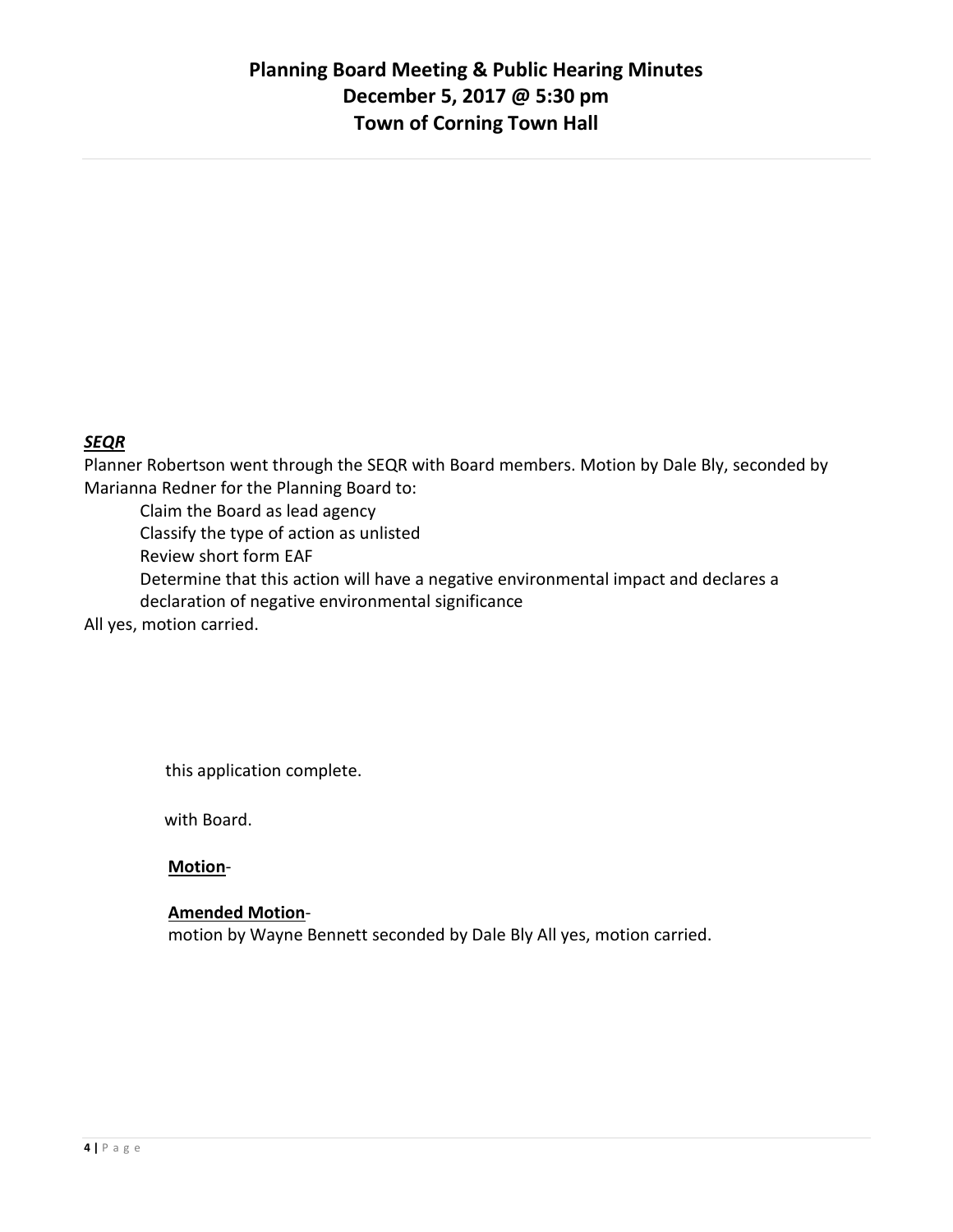# Planning Board Meeting & Public Hearing Minutes
# December 5, 2017 @ 5:30 pm
# Town of Corning Town Hall

***SEQR***

Planner Robertson went through the SEQR with Board members. Motion by Dale Bly, seconded by Marianna Redner for the Planning Board to:

Claim the Board as lead agency
Classify the type of action as unlisted
Review short form EAF
Determine that this action will have a negative environmental impact and declares a declaration of negative environmental significance

All yes, motion carried.

this application complete.

with Board.

**Motion**-

**Amended Motion**-
motion by Wayne Bennett seconded by Dale Bly All yes, motion carried.